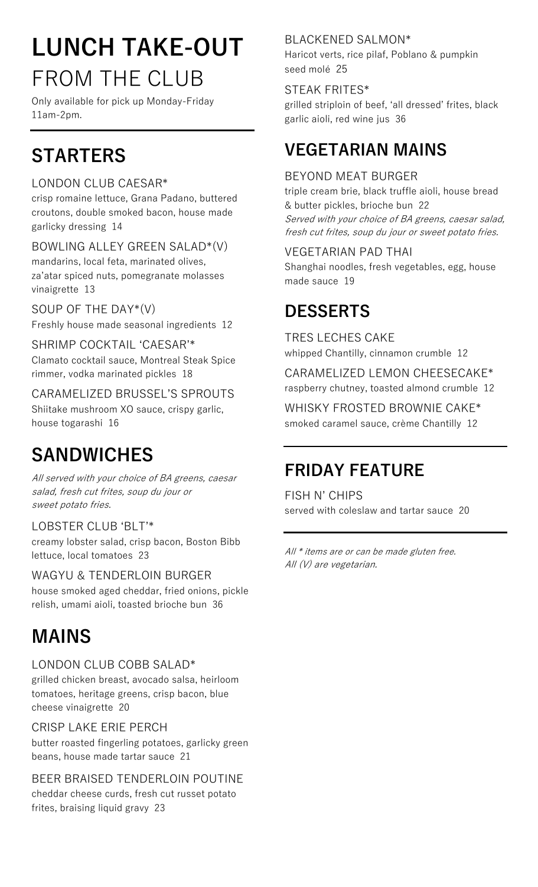# LUNCH TAKE-OUT
## FROM THE CLUB

Only available for pick up Monday-Friday 11am-2pm.

## STARTERS

LONDON CLUB CAESAR*
crisp romaine lettuce, Grana Padano, buttered croutons, double smoked bacon, house made garlicky dressing 14

BOWLING ALLEY GREEN SALAD*(V)
mandarins, local feta, marinated olives, za'atar spiced nuts, pomegranate molasses vinaigrette 13

SOUP OF THE DAY*(V)
Freshly house made seasonal ingredients 12

SHRIMP COCKTAIL 'CAESAR'*
Clamato cocktail sauce, Montreal Steak Spice rimmer, vodka marinated pickles 18

CARAMELIZED BRUSSEL'S SPROUTS
Shiitake mushroom XO sauce, crispy garlic, house togarashi 16

## SANDWICHES

*All served with your choice of BA greens, caesar salad, fresh cut frites, soup du jour or sweet potato fries.*

LOBSTER CLUB 'BLT'*
creamy lobster salad, crisp bacon, Boston Bibb lettuce, local tomatoes 23

WAGYU & TENDERLOIN BURGER
house smoked aged cheddar, fried onions, pickle relish, umami aioli, toasted brioche bun 36

## MAINS

LONDON CLUB COBB SALAD*
grilled chicken breast, avocado salsa, heirloom tomatoes, heritage greens, crisp bacon, blue cheese vinaigrette 20

CRISP LAKE ERIE PERCH
butter roasted fingerling potatoes, garlicky green beans, house made tartar sauce 21

BEER BRAISED TENDERLOIN POUTINE
cheddar cheese curds, fresh cut russet potato frites, braising liquid gravy 23

BLACKENED SALMON*
Haricot verts, rice pilaf, Poblano & pumpkin seed molé 25

STEAK FRITES*
grilled striploin of beef, 'all dressed' frites, black garlic aioli, red wine jus 36

## VEGETARIAN MAINS

BEYOND MEAT BURGER
triple cream brie, black truffle aioli, house bread & butter pickles, brioche bun 22
*Served with your choice of BA greens, caesar salad, fresh cut frites, soup du jour or sweet potato fries.*

VEGETARIAN PAD THAI
Shanghai noodles, fresh vegetables, egg, house made sauce 19

## DESSERTS

TRES LECHES CAKE
whipped Chantilly, cinnamon crumble 12

CARAMELIZED LEMON CHEESECAKE*
raspberry chutney, toasted almond crumble 12

WHISKY FROSTED BROWNIE CAKE*
smoked caramel sauce, crème Chantilly 12

## FRIDAY FEATURE

FISH N' CHIPS
served with coleslaw and tartar sauce 20

*All * items are or can be made gluten free.*
*All (V) are vegetarian.*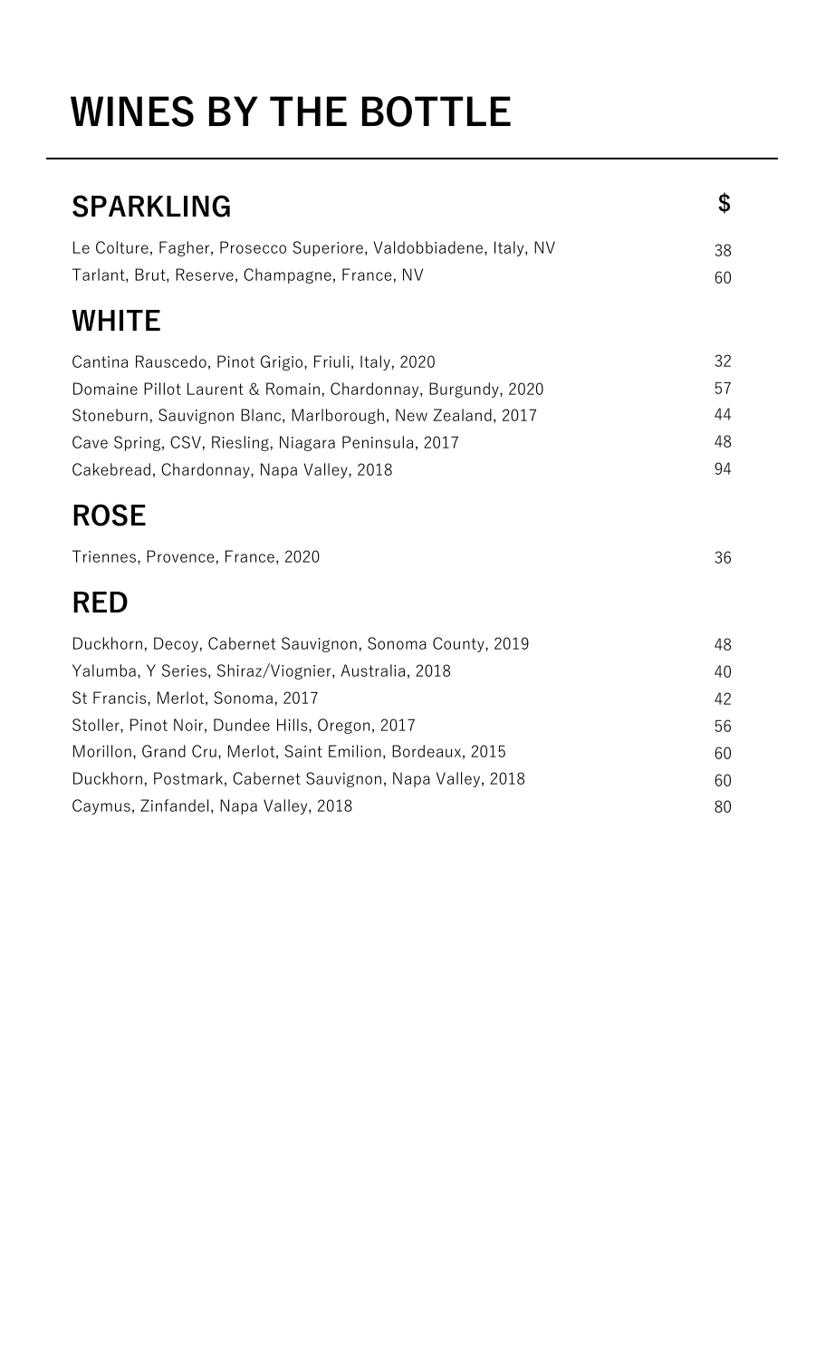# WINES BY THE BOTTLE

## SPARKLING

| | $ |
|---|---|
| Le Colture, Fagher, Prosecco Superiore, Valdobbiadene, Italy, NV | 38 |
| Tarlant, Brut, Reserve, Champagne, France, NV | 60 |

## WHITE

| | |
|---|---|
| Cantina Rauscedo, Pinot Grigio, Friuli, Italy, 2020 | 32 |
| Domaine Pillot Laurent & Romain, Chardonnay, Burgundy, 2020 | 57 |
| Stoneburn, Sauvignon Blanc, Marlborough, New Zealand, 2017 | 44 |
| Cave Spring, CSV, Riesling, Niagara Peninsula, 2017 | 48 |
| Cakebread, Chardonnay, Napa Valley, 2018 | 94 |

## ROSE

| | |
|---|---|
| Triennes, Provence, France, 2020 | 36 |

## RED

| | |
|---|---|
| Duckhorn, Decoy, Cabernet Sauvignon, Sonoma County, 2019 | 48 |
| Yalumba, Y Series, Shiraz/Viognier, Australia, 2018 | 40 |
| St Francis, Merlot, Sonoma, 2017 | 42 |
| Stoller, Pinot Noir, Dundee Hills, Oregon, 2017 | 56 |
| Morillon, Grand Cru, Merlot, Saint Emilion, Bordeaux, 2015 | 60 |
| Duckhorn, Postmark, Cabernet Sauvignon, Napa Valley, 2018 | 60 |
| Caymus, Zinfandel, Napa Valley, 2018 | 80 |